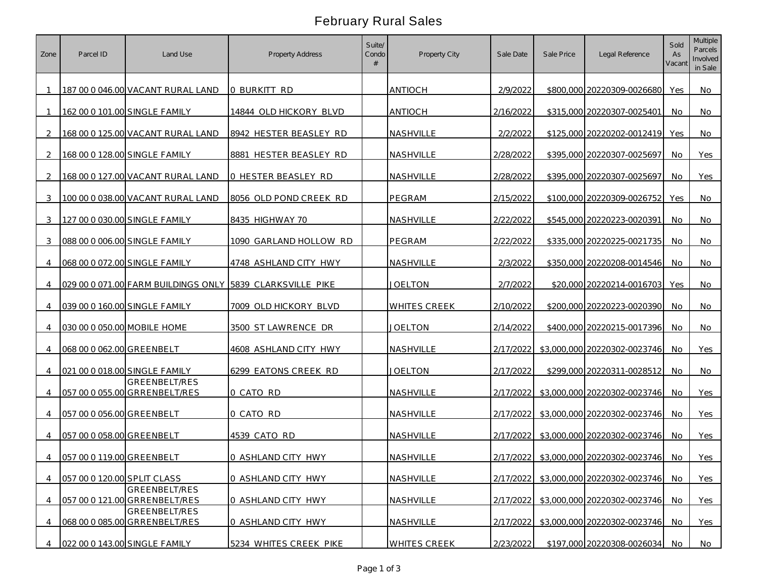# February Rural Sales

| Zone | Parcel ID | Land Use | Property Address | Suite/ Condo # | Property City | Sale Date | Sale Price | Legal Reference | Sold As Vacant | Multiple Parcels Involved in Sale |
|---|---|---|---|---|---|---|---|---|---|---|
| 1 | 187 00 0 046.00 | VACANT RURAL LAND | 0 BURKITT RD | | ANTIOCH | 2/9/2022 | $800,000 | 20220309-0026680 | Yes | No |
| 1 | 162 00 0 101.00 | SINGLE FAMILY | 14844 OLD HICKORY BLVD | | ANTIOCH | 2/16/2022 | $315,000 | 20220307-0025401 | No | No |
| 2 | 168 00 0 125.00 | VACANT RURAL LAND | 8942 HESTER BEASLEY RD | | NASHVILLE | 2/2/2022 | $125,000 | 20220202-0012419 | Yes | No |
| 2 | 168 00 0 128.00 | SINGLE FAMILY | 8881 HESTER BEASLEY RD | | NASHVILLE | 2/28/2022 | $395,000 | 20220307-0025697 | No | Yes |
| 2 | 168 00 0 127.00 | VACANT RURAL LAND | 0 HESTER BEASLEY RD | | NASHVILLE | 2/28/2022 | $395,000 | 20220307-0025697 | No | Yes |
| 3 | 100 00 0 038.00 | VACANT RURAL LAND | 8056 OLD POND CREEK RD | | PEGRAM | 2/15/2022 | $100,000 | 20220309-0026752 | Yes | No |
| 3 | 127 00 0 030.00 | SINGLE FAMILY | 8435 HIGHWAY 70 | | NASHVILLE | 2/22/2022 | $545,000 | 20220223-0020391 | No | No |
| 3 | 088 00 0 006.00 | SINGLE FAMILY | 1090 GARLAND HOLLOW RD | | PEGRAM | 2/22/2022 | $335,000 | 20220225-0021735 | No | No |
| 4 | 068 00 0 072.00 | SINGLE FAMILY | 4748 ASHLAND CITY HWY | | NASHVILLE | 2/3/2022 | $350,000 | 20220208-0014546 | No | No |
| 4 | 029 00 0 071.00 | FARM BUILDINGS ONLY | 5839 CLARKSVILLE PIKE | | JOELTON | 2/7/2022 | $20,000 | 20220214-0016703 | Yes | No |
| 4 | 039 00 0 160.00 | SINGLE FAMILY | 7009 OLD HICKORY BLVD | | WHITES CREEK | 2/10/2022 | $200,000 | 20220223-0020390 | No | No |
| 4 | 030 00 0 050.00 | MOBILE HOME | 3500 ST LAWRENCE DR | | JOELTON | 2/14/2022 | $400,000 | 20220215-0017396 | No | No |
| 4 | 068 00 0 062.00 | GREENBELT | 4608 ASHLAND CITY HWY | | NASHVILLE | 2/17/2022 | $3,000,000 | 20220302-0023746 | No | Yes |
| 4 | 021 00 0 018.00 | SINGLE FAMILY | 6299 EATONS CREEK RD | | JOELTON | 2/17/2022 | $299,000 | 20220311-0028512 | No | No |
| 4 | 057 00 0 055.00 | GREENBELT/RES GRRENBELT/RES | 0 CATO RD | | NASHVILLE | 2/17/2022 | $3,000,000 | 20220302-0023746 | No | Yes |
| 4 | 057 00 0 056.00 | GREENBELT | 0 CATO RD | | NASHVILLE | 2/17/2022 | $3,000,000 | 20220302-0023746 | No | Yes |
| 4 | 057 00 0 058.00 | GREENBELT | 4539 CATO RD | | NASHVILLE | 2/17/2022 | $3,000,000 | 20220302-0023746 | No | Yes |
| 4 | 057 00 0 119.00 | GREENBELT | 0 ASHLAND CITY HWY | | NASHVILLE | 2/17/2022 | $3,000,000 | 20220302-0023746 | No | Yes |
| 4 | 057 00 0 120.00 | SPLIT CLASS | 0 ASHLAND CITY HWY | | NASHVILLE | 2/17/2022 | $3,000,000 | 20220302-0023746 | No | Yes |
| 4 | 057 00 0 121.00 | GREENBELT/RES GRRENBELT/RES | 0 ASHLAND CITY HWY | | NASHVILLE | 2/17/2022 | $3,000,000 | 20220302-0023746 | No | Yes |
| 4 | 068 00 0 085.00 | GREENBELT/RES GRRENBELT/RES | 0 ASHLAND CITY HWY | | NASHVILLE | 2/17/2022 | $3,000,000 | 20220302-0023746 | No | Yes |
| 4 | 022 00 0 143.00 | SINGLE FAMILY | 5234 WHITES CREEK PIKE | | WHITES CREEK | 2/23/2022 | $197,000 | 20220308-0026034 | No | No |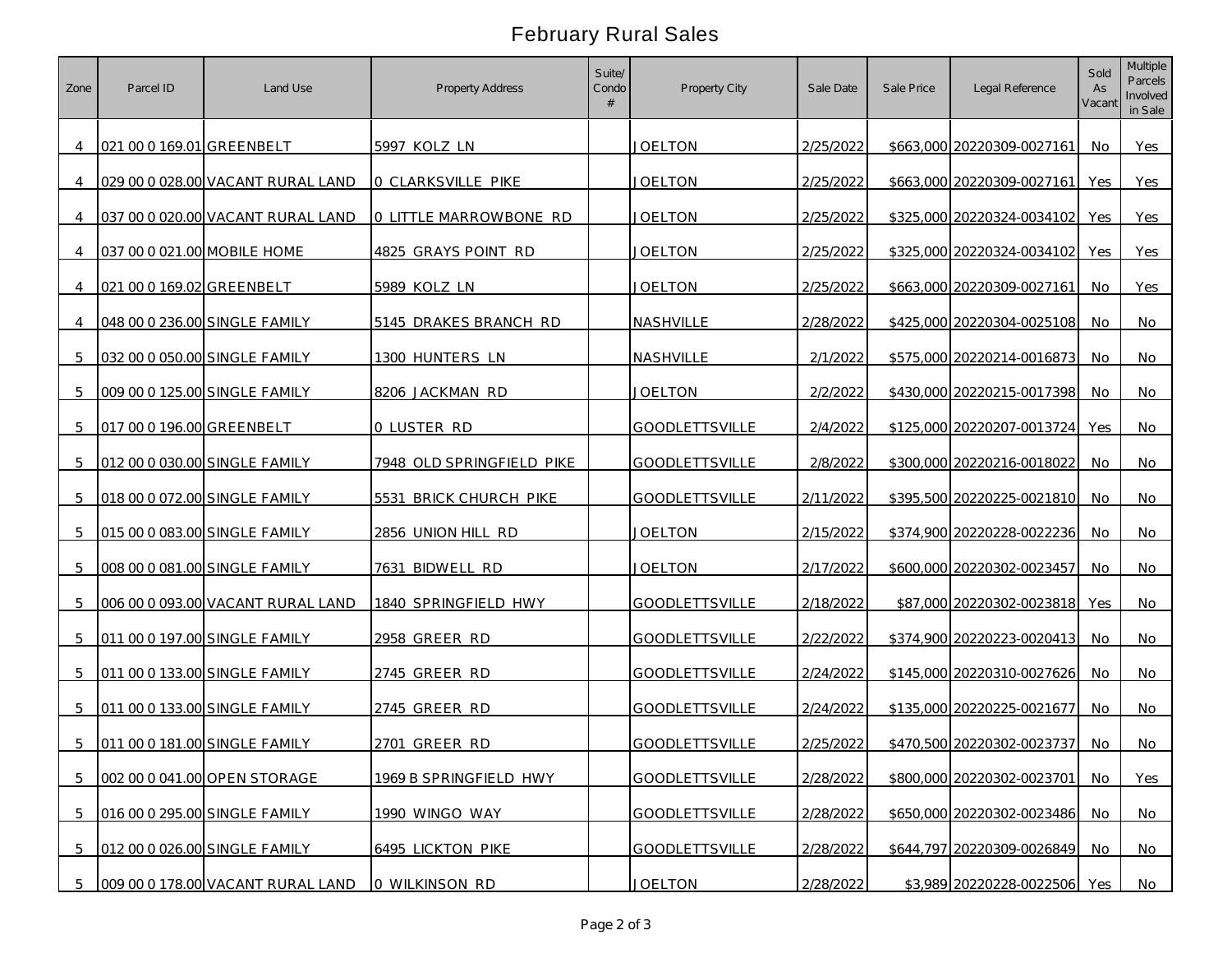# February Rural Sales

| Zone | Parcel ID | Land Use | Property Address | Suite/ Condo # | Property City | Sale Date | Sale Price | Legal Reference | Sold As Vacant | Multiple Parcels Involved in Sale |
|---|---|---|---|---|---|---|---|---|---|---|
| 4 | 021 00 0 169.01 | GREENBELT | 5997 KOLZ LN | | JOELTON | 2/25/2022 | $663,000 | 20220309-0027161 | No | Yes |
| 4 | 029 00 0 028.00 | VACANT RURAL LAND | 0 CLARKSVILLE PIKE | | JOELTON | 2/25/2022 | $663,000 | 20220309-0027161 | Yes | Yes |
| 4 | 037 00 0 020.00 | VACANT RURAL LAND | 0 LITTLE MARROWBONE RD | | JOELTON | 2/25/2022 | $325,000 | 20220324-0034102 | Yes | Yes |
| 4 | 037 00 0 021.00 | MOBILE HOME | 4825 GRAYS POINT RD | | JOELTON | 2/25/2022 | $325,000 | 20220324-0034102 | Yes | Yes |
| 4 | 021 00 0 169.02 | GREENBELT | 5989 KOLZ LN | | JOELTON | 2/25/2022 | $663,000 | 20220309-0027161 | No | Yes |
| 4 | 048 00 0 236.00 | SINGLE FAMILY | 5145 DRAKES BRANCH RD | | NASHVILLE | 2/28/2022 | $425,000 | 20220304-0025108 | No | No |
| 5 | 032 00 0 050.00 | SINGLE FAMILY | 1300 HUNTERS LN | | NASHVILLE | 2/1/2022 | $575,000 | 20220214-0016873 | No | No |
| 5 | 009 00 0 125.00 | SINGLE FAMILY | 8206 JACKMAN RD | | JOELTON | 2/2/2022 | $430,000 | 20220215-0017398 | No | No |
| 5 | 017 00 0 196.00 | GREENBELT | 0 LUSTER RD | | GOODLETTSVILLE | 2/4/2022 | $125,000 | 20220207-0013724 | Yes | No |
| 5 | 012 00 0 030.00 | SINGLE FAMILY | 7948 OLD SPRINGFIELD PIKE | | GOODLETTSVILLE | 2/8/2022 | $300,000 | 20220216-0018022 | No | No |
| 5 | 018 00 0 072.00 | SINGLE FAMILY | 5531 BRICK CHURCH PIKE | | GOODLETTSVILLE | 2/11/2022 | $395,500 | 20220225-0021810 | No | No |
| 5 | 015 00 0 083.00 | SINGLE FAMILY | 2856 UNION HILL RD | | JOELTON | 2/15/2022 | $374,900 | 20220228-0022236 | No | No |
| 5 | 008 00 0 081.00 | SINGLE FAMILY | 7631 BIDWELL RD | | JOELTON | 2/17/2022 | $600,000 | 20220302-0023457 | No | No |
| 5 | 006 00 0 093.00 | VACANT RURAL LAND | 1840 SPRINGFIELD HWY | | GOODLETTSVILLE | 2/18/2022 | $87,000 | 20220302-0023818 | Yes | No |
| 5 | 011 00 0 197.00 | SINGLE FAMILY | 2958 GREER RD | | GOODLETTSVILLE | 2/22/2022 | $374,900 | 20220223-0020413 | No | No |
| 5 | 011 00 0 133.00 | SINGLE FAMILY | 2745 GREER RD | | GOODLETTSVILLE | 2/24/2022 | $145,000 | 20220310-0027626 | No | No |
| 5 | 011 00 0 133.00 | SINGLE FAMILY | 2745 GREER RD | | GOODLETTSVILLE | 2/24/2022 | $135,000 | 20220225-0021677 | No | No |
| 5 | 011 00 0 181.00 | SINGLE FAMILY | 2701 GREER RD | | GOODLETTSVILLE | 2/25/2022 | $470,500 | 20220302-0023737 | No | No |
| 5 | 002 00 0 041.00 | OPEN STORAGE | 1969 B SPRINGFIELD HWY | | GOODLETTSVILLE | 2/28/2022 | $800,000 | 20220302-0023701 | No | Yes |
| 5 | 016 00 0 295.00 | SINGLE FAMILY | 1990 WINGO WAY | | GOODLETTSVILLE | 2/28/2022 | $650,000 | 20220302-0023486 | No | No |
| 5 | 012 00 0 026.00 | SINGLE FAMILY | 6495 LICKTON PIKE | | GOODLETTSVILLE | 2/28/2022 | $644,797 | 20220309-0026849 | No | No |
| 5 | 009 00 0 178.00 | VACANT RURAL LAND | 0 WILKINSON RD | | JOELTON | 2/28/2022 | $3,989 | 20220228-0022506 | Yes | No |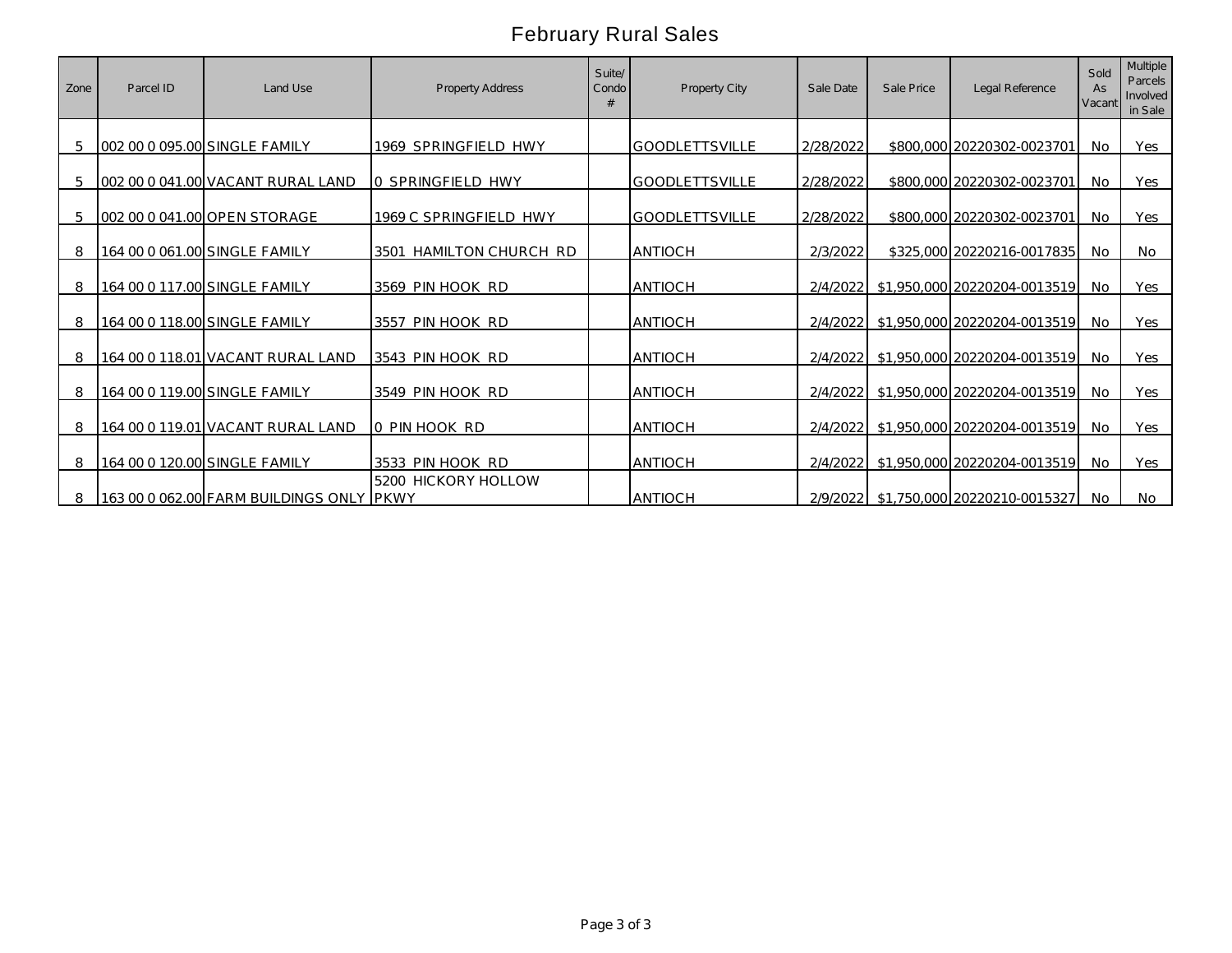# February Rural Sales

| Zone | Parcel ID | Land Use | Property Address | Suite/ Condo # | Property City | Sale Date | Sale Price | Legal Reference | Sold As Vacant | Multiple Parcels Involved in Sale |
|---|---|---|---|---|---|---|---|---|---|---|
| 5 | 002 00 0 095.00 | SINGLE FAMILY | 1969 SPRINGFIELD HWY | | GOODLETTSVILLE | 2/28/2022 | $800,000 | 20220302-0023701 | No | Yes |
| 5 | 002 00 0 041.00 | VACANT RURAL LAND | 0 SPRINGFIELD HWY | | GOODLETTSVILLE | 2/28/2022 | $800,000 | 20220302-0023701 | No | Yes |
| 5 | 002 00 0 041.00 | OPEN STORAGE | 1969 C SPRINGFIELD HWY | | GOODLETTSVILLE | 2/28/2022 | $800,000 | 20220302-0023701 | No | Yes |
| 8 | 164 00 0 061.00 | SINGLE FAMILY | 3501 HAMILTON CHURCH RD | | ANTIOCH | 2/3/2022 | $325,000 | 20220216-0017835 | No | No |
| 8 | 164 00 0 117.00 | SINGLE FAMILY | 3569 PIN HOOK RD | | ANTIOCH | 2/4/2022 | $1,950,000 | 20220204-0013519 | No | Yes |
| 8 | 164 00 0 118.00 | SINGLE FAMILY | 3557 PIN HOOK RD | | ANTIOCH | 2/4/2022 | $1,950,000 | 20220204-0013519 | No | Yes |
| 8 | 164 00 0 118.01 | VACANT RURAL LAND | 3543 PIN HOOK RD | | ANTIOCH | 2/4/2022 | $1,950,000 | 20220204-0013519 | No | Yes |
| 8 | 164 00 0 119.00 | SINGLE FAMILY | 3549 PIN HOOK RD | | ANTIOCH | 2/4/2022 | $1,950,000 | 20220204-0013519 | No | Yes |
| 8 | 164 00 0 119.01 | VACANT RURAL LAND | 0 PIN HOOK RD | | ANTIOCH | 2/4/2022 | $1,950,000 | 20220204-0013519 | No | Yes |
| 8 | 164 00 0 120.00 | SINGLE FAMILY | 3533 PIN HOOK RD | | ANTIOCH | 2/4/2022 | $1,950,000 | 20220204-0013519 | No | Yes |
| 8 | 163 00 0 062.00 | FARM BUILDINGS ONLY | 5200 HICKORY HOLLOW PKWY | | ANTIOCH | 2/9/2022 | $1,750,000 | 20220210-0015327 | No | No |